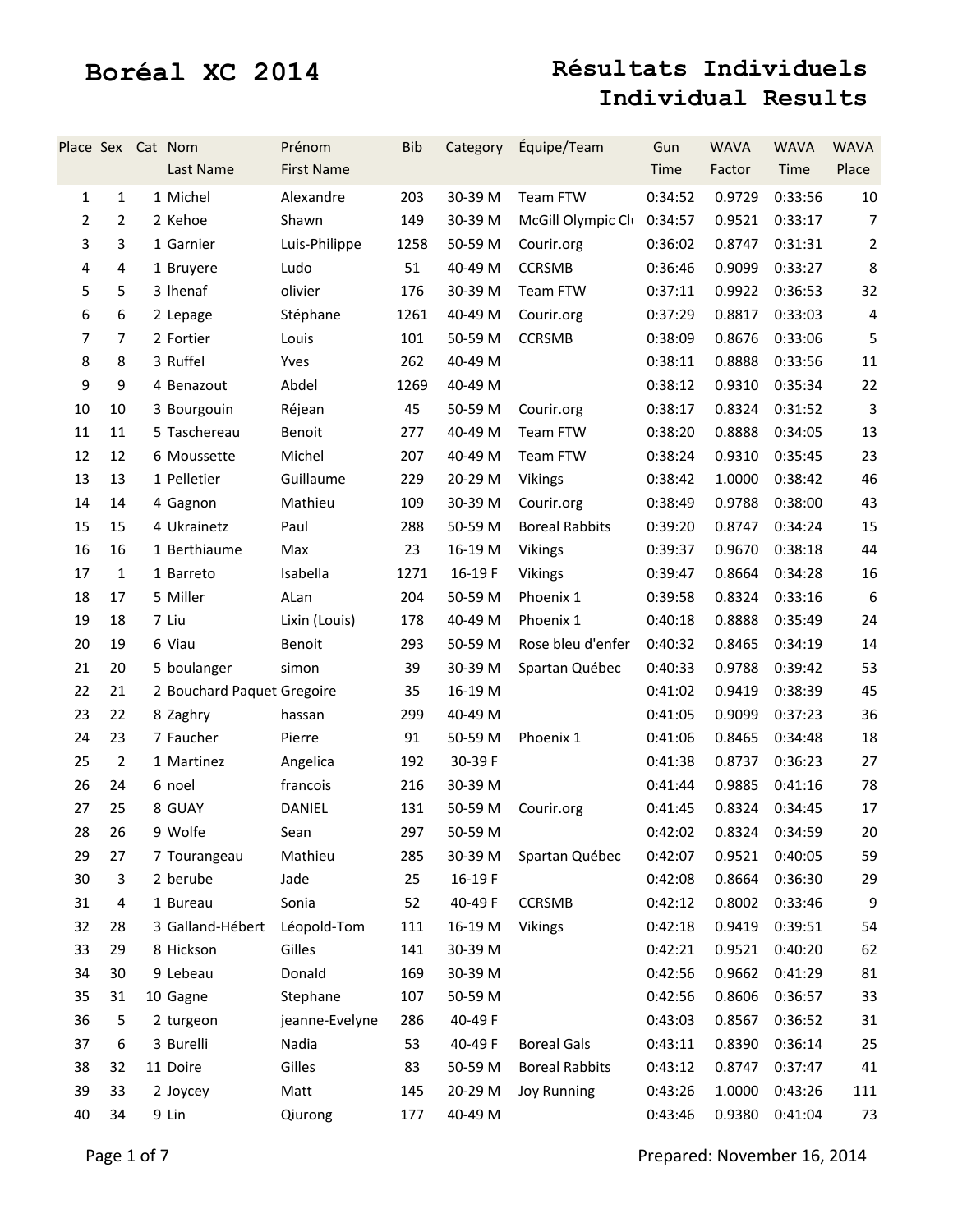# Boréal XC 2014

## Résultats Individuels
## Individual Results

| Place | Sex | Cat | Nom<br>Last Name | Prénom<br>First Name | Bib | Category | Équipe/Team | Gun Time | WAVA Factor | WAVA Time | WAVA Place |
|---|---|---|---|---|---|---|---|---|---|---|---|
| 1 | 1 | 1 | Michel | Alexandre | 203 | 30-39 M | Team FTW | 0:34:52 | 0.9729 | 0:33:56 | 10 |
| 2 | 2 | 2 | Kehoe | Shawn | 149 | 30-39 M | McGill Olympic Clu | 0:34:57 | 0.9521 | 0:33:17 | 7 |
| 3 | 3 | 1 | Garnier | Luis-Philippe | 1258 | 50-59 M | Courir.org | 0:36:02 | 0.8747 | 0:31:31 | 2 |
| 4 | 4 | 1 | Bruyere | Ludo | 51 | 40-49 M | CCRSMB | 0:36:46 | 0.9099 | 0:33:27 | 8 |
| 5 | 5 | 3 | lhenaf | olivier | 176 | 30-39 M | Team FTW | 0:37:11 | 0.9922 | 0:36:53 | 32 |
| 6 | 6 | 2 | Lepage | Stéphane | 1261 | 40-49 M | Courir.org | 0:37:29 | 0.8817 | 0:33:03 | 4 |
| 7 | 7 | 2 | Fortier | Louis | 101 | 50-59 M | CCRSMB | 0:38:09 | 0.8676 | 0:33:06 | 5 |
| 8 | 8 | 3 | Ruffel | Yves | 262 | 40-49 M | | 0:38:11 | 0.8888 | 0:33:56 | 11 |
| 9 | 9 | 4 | Benazout | Abdel | 1269 | 40-49 M | | 0:38:12 | 0.9310 | 0:35:34 | 22 |
| 10 | 10 | 3 | Bourgouin | Réjean | 45 | 50-59 M | Courir.org | 0:38:17 | 0.8324 | 0:31:52 | 3 |
| 11 | 11 | 5 | Taschereau | Benoit | 277 | 40-49 M | Team FTW | 0:38:20 | 0.8888 | 0:34:05 | 13 |
| 12 | 12 | 6 | Moussette | Michel | 207 | 40-49 M | Team FTW | 0:38:24 | 0.9310 | 0:35:45 | 23 |
| 13 | 13 | 1 | Pelletier | Guillaume | 229 | 20-29 M | Vikings | 0:38:42 | 1.0000 | 0:38:42 | 46 |
| 14 | 14 | 4 | Gagnon | Mathieu | 109 | 30-39 M | Courir.org | 0:38:49 | 0.9788 | 0:38:00 | 43 |
| 15 | 15 | 4 | Ukrainetz | Paul | 288 | 50-59 M | Boreal Rabbits | 0:39:20 | 0.8747 | 0:34:24 | 15 |
| 16 | 16 | 1 | Berthiaume | Max | 23 | 16-19 M | Vikings | 0:39:37 | 0.9670 | 0:38:18 | 44 |
| 17 | 1 | 1 | Barreto | Isabella | 1271 | 16-19 F | Vikings | 0:39:47 | 0.8664 | 0:34:28 | 16 |
| 18 | 17 | 5 | Miller | ALan | 204 | 50-59 M | Phoenix 1 | 0:39:58 | 0.8324 | 0:33:16 | 6 |
| 19 | 18 | 7 | Liu | Lixin (Louis) | 178 | 40-49 M | Phoenix 1 | 0:40:18 | 0.8888 | 0:35:49 | 24 |
| 20 | 19 | 6 | Viau | Benoit | 293 | 50-59 M | Rose bleu d'enfer | 0:40:32 | 0.8465 | 0:34:19 | 14 |
| 21 | 20 | 5 | boulanger | simon | 39 | 30-39 M | Spartan Québec | 0:40:33 | 0.9788 | 0:39:42 | 53 |
| 22 | 21 | 2 | Bouchard Paquet | Gregoire | 35 | 16-19 M | | 0:41:02 | 0.9419 | 0:38:39 | 45 |
| 23 | 22 | 8 | Zaghry | hassan | 299 | 40-49 M | | 0:41:05 | 0.9099 | 0:37:23 | 36 |
| 24 | 23 | 7 | Faucher | Pierre | 91 | 50-59 M | Phoenix 1 | 0:41:06 | 0.8465 | 0:34:48 | 18 |
| 25 | 2 | 1 | Martinez | Angelica | 192 | 30-39 F | | 0:41:38 | 0.8737 | 0:36:23 | 27 |
| 26 | 24 | 6 | noel | francois | 216 | 30-39 M | | 0:41:44 | 0.9885 | 0:41:16 | 78 |
| 27 | 25 | 8 | GUAY | DANIEL | 131 | 50-59 M | Courir.org | 0:41:45 | 0.8324 | 0:34:45 | 17 |
| 28 | 26 | 9 | Wolfe | Sean | 297 | 50-59 M | | 0:42:02 | 0.8324 | 0:34:59 | 20 |
| 29 | 27 | 7 | Tourangeau | Mathieu | 285 | 30-39 M | Spartan Québec | 0:42:07 | 0.9521 | 0:40:05 | 59 |
| 30 | 3 | 2 | berube | Jade | 25 | 16-19 F | | 0:42:08 | 0.8664 | 0:36:30 | 29 |
| 31 | 4 | 1 | Bureau | Sonia | 52 | 40-49 F | CCRSMB | 0:42:12 | 0.8002 | 0:33:46 | 9 |
| 32 | 28 | 3 | Galland-Hébert | Léopold-Tom | 111 | 16-19 M | Vikings | 0:42:18 | 0.9419 | 0:39:51 | 54 |
| 33 | 29 | 8 | Hickson | Gilles | 141 | 30-39 M | | 0:42:21 | 0.9521 | 0:40:20 | 62 |
| 34 | 30 | 9 | Lebeau | Donald | 169 | 30-39 M | | 0:42:56 | 0.9662 | 0:41:29 | 81 |
| 35 | 31 | 10 | Gagne | Stephane | 107 | 50-59 M | | 0:42:56 | 0.8606 | 0:36:57 | 33 |
| 36 | 5 | 2 | turgeon | jeanne-Evelyne | 286 | 40-49 F | | 0:43:03 | 0.8567 | 0:36:52 | 31 |
| 37 | 6 | 3 | Burelli | Nadia | 53 | 40-49 F | Boreal Gals | 0:43:11 | 0.8390 | 0:36:14 | 25 |
| 38 | 32 | 11 | Doire | Gilles | 83 | 50-59 M | Boreal Rabbits | 0:43:12 | 0.8747 | 0:37:47 | 41 |
| 39 | 33 | 2 | Joycey | Matt | 145 | 20-29 M | Joy Running | 0:43:26 | 1.0000 | 0:43:26 | 111 |
| 40 | 34 | 9 | Lin | Qiurong | 177 | 40-49 M | | 0:43:46 | 0.9380 | 0:41:04 | 73 |

Prepared: November 16, 2014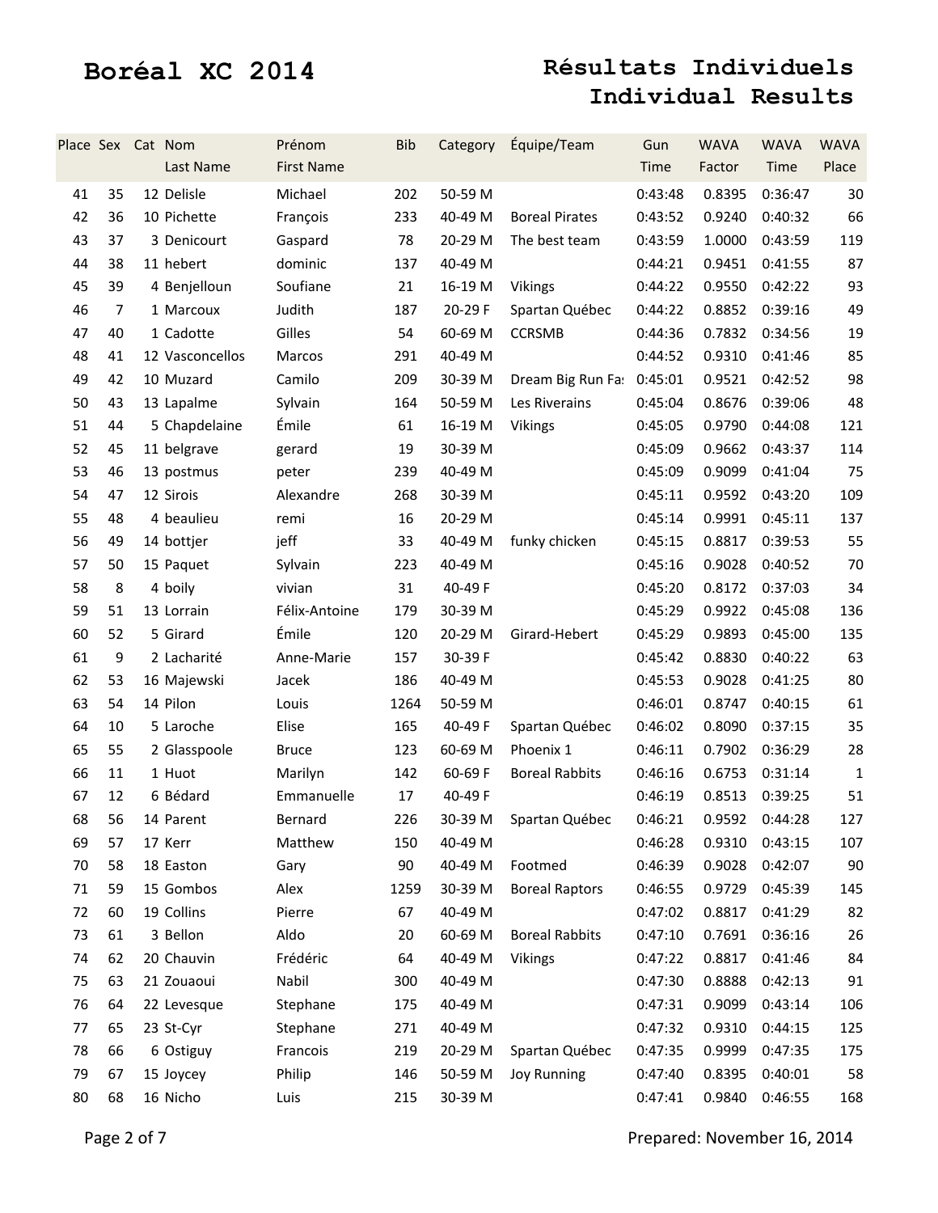# Boréal XC 2014

## Résultats Individuels
## Individual Results

| Place | Sex | Cat | Nom<br>Last Name | Prénom<br>First Name | Bib | Category | Équipe/Team | Gun Time | WAVA Factor | WAVA Time | WAVA Place |
|---|---|---|---|---|---|---|---|---|---|---|---|
| 41 | 35 | 12 | Delisle | Michael | 202 | 50-59 M | | 0:43:48 | 0.8395 | 0:36:47 | 30 |
| 42 | 36 | 10 | Pichette | François | 233 | 40-49 M | Boreal Pirates | 0:43:52 | 0.9240 | 0:40:32 | 66 |
| 43 | 37 | 3 | Denicourt | Gaspard | 78 | 20-29 M | The best team | 0:43:59 | 1.0000 | 0:43:59 | 119 |
| 44 | 38 | 11 | hebert | dominic | 137 | 40-49 M | | 0:44:21 | 0.9451 | 0:41:55 | 87 |
| 45 | 39 | 4 | Benjelloun | Soufiane | 21 | 16-19 M | Vikings | 0:44:22 | 0.9550 | 0:42:22 | 93 |
| 46 | 7 | 1 | Marcoux | Judith | 187 | 20-29 F | Spartan Québec | 0:44:22 | 0.8852 | 0:39:16 | 49 |
| 47 | 40 | 1 | Cadotte | Gilles | 54 | 60-69 M | CCRSMB | 0:44:36 | 0.7832 | 0:34:56 | 19 |
| 48 | 41 | 12 | Vasconcellos | Marcos | 291 | 40-49 M | | 0:44:52 | 0.9310 | 0:41:46 | 85 |
| 49 | 42 | 10 | Muzard | Camilo | 209 | 30-39 M | Dream Big Run Fa: | 0:45:01 | 0.9521 | 0:42:52 | 98 |
| 50 | 43 | 13 | Lapalme | Sylvain | 164 | 50-59 M | Les Riverains | 0:45:04 | 0.8676 | 0:39:06 | 48 |
| 51 | 44 | 5 | Chapdelaine | Émile | 61 | 16-19 M | Vikings | 0:45:05 | 0.9790 | 0:44:08 | 121 |
| 52 | 45 | 11 | belgrave | gerard | 19 | 30-39 M | | 0:45:09 | 0.9662 | 0:43:37 | 114 |
| 53 | 46 | 13 | postmus | peter | 239 | 40-49 M | | 0:45:09 | 0.9099 | 0:41:04 | 75 |
| 54 | 47 | 12 | Sirois | Alexandre | 268 | 30-39 M | | 0:45:11 | 0.9592 | 0:43:20 | 109 |
| 55 | 48 | 4 | beaulieu | remi | 16 | 20-29 M | | 0:45:14 | 0.9991 | 0:45:11 | 137 |
| 56 | 49 | 14 | bottjer | jeff | 33 | 40-49 M | funky chicken | 0:45:15 | 0.8817 | 0:39:53 | 55 |
| 57 | 50 | 15 | Paquet | Sylvain | 223 | 40-49 M | | 0:45:16 | 0.9028 | 0:40:52 | 70 |
| 58 | 8 | 4 | boily | vivian | 31 | 40-49 F | | 0:45:20 | 0.8172 | 0:37:03 | 34 |
| 59 | 51 | 13 | Lorrain | Félix-Antoine | 179 | 30-39 M | | 0:45:29 | 0.9922 | 0:45:08 | 136 |
| 60 | 52 | 5 | Girard | Émile | 120 | 20-29 M | Girard-Hebert | 0:45:29 | 0.9893 | 0:45:00 | 135 |
| 61 | 9 | 2 | Lacharité | Anne-Marie | 157 | 30-39 F | | 0:45:42 | 0.8830 | 0:40:22 | 63 |
| 62 | 53 | 16 | Majewski | Jacek | 186 | 40-49 M | | 0:45:53 | 0.9028 | 0:41:25 | 80 |
| 63 | 54 | 14 | Pilon | Louis | 1264 | 50-59 M | | 0:46:01 | 0.8747 | 0:40:15 | 61 |
| 64 | 10 | 5 | Laroche | Elise | 165 | 40-49 F | Spartan Québec | 0:46:02 | 0.8090 | 0:37:15 | 35 |
| 65 | 55 | 2 | Glasspoole | Bruce | 123 | 60-69 M | Phoenix 1 | 0:46:11 | 0.7902 | 0:36:29 | 28 |
| 66 | 11 | 1 | Huot | Marilyn | 142 | 60-69 F | Boreal Rabbits | 0:46:16 | 0.6753 | 0:31:14 | 1 |
| 67 | 12 | 6 | Bédard | Emmanuelle | 17 | 40-49 F | | 0:46:19 | 0.8513 | 0:39:25 | 51 |
| 68 | 56 | 14 | Parent | Bernard | 226 | 30-39 M | Spartan Québec | 0:46:21 | 0.9592 | 0:44:28 | 127 |
| 69 | 57 | 17 | Kerr | Matthew | 150 | 40-49 M | | 0:46:28 | 0.9310 | 0:43:15 | 107 |
| 70 | 58 | 18 | Easton | Gary | 90 | 40-49 M | Footmed | 0:46:39 | 0.9028 | 0:42:07 | 90 |
| 71 | 59 | 15 | Gombos | Alex | 1259 | 30-39 M | Boreal Raptors | 0:46:55 | 0.9729 | 0:45:39 | 145 |
| 72 | 60 | 19 | Collins | Pierre | 67 | 40-49 M | | 0:47:02 | 0.8817 | 0:41:29 | 82 |
| 73 | 61 | 3 | Bellon | Aldo | 20 | 60-69 M | Boreal Rabbits | 0:47:10 | 0.7691 | 0:36:16 | 26 |
| 74 | 62 | 20 | Chauvin | Frédéric | 64 | 40-49 M | Vikings | 0:47:22 | 0.8817 | 0:41:46 | 84 |
| 75 | 63 | 21 | Zouaoui | Nabil | 300 | 40-49 M | | 0:47:30 | 0.8888 | 0:42:13 | 91 |
| 76 | 64 | 22 | Levesque | Stephane | 175 | 40-49 M | | 0:47:31 | 0.9099 | 0:43:14 | 106 |
| 77 | 65 | 23 | St-Cyr | Stephane | 271 | 40-49 M | | 0:47:32 | 0.9310 | 0:44:15 | 125 |
| 78 | 66 | 6 | Ostiguy | Francois | 219 | 20-29 M | Spartan Québec | 0:47:35 | 0.9999 | 0:47:35 | 175 |
| 79 | 67 | 15 | Joycey | Philip | 146 | 50-59 M | Joy Running | 0:47:40 | 0.8395 | 0:40:01 | 58 |
| 80 | 68 | 16 | Nicho | Luis | 215 | 30-39 M | | 0:47:41 | 0.9840 | 0:46:55 | 168 |

Prepared: November 16, 2014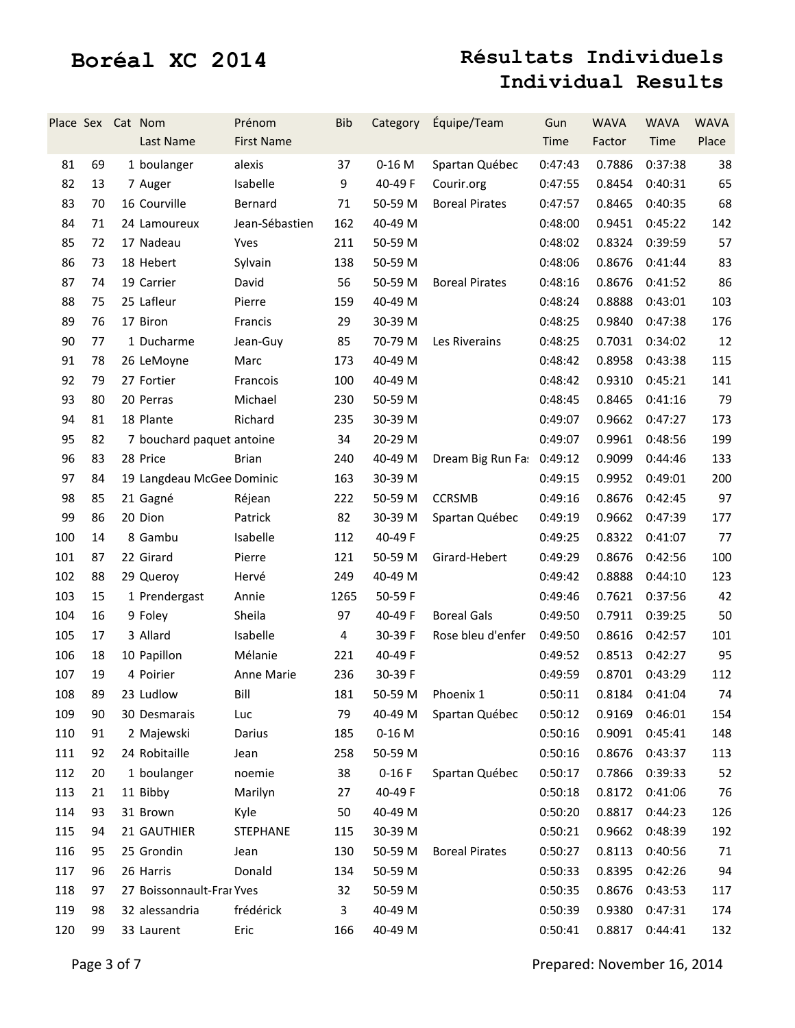# Boréal XC 2014

## Résultats Individuels
## Individual Results

| Place | Sex | Cat | Nom<br>Last Name | Prénom<br>First Name | Bib | Category | Équipe/Team | Gun Time | WAVA Factor | WAVA Time | WAVA Place |
|---|---|---|---|---|---|---|---|---|---|---|---|
| 81 | 69 | 1 | boulanger | alexis | 37 | 0-16 M | Spartan Québec | 0:47:43 | 0.7886 | 0:37:38 | 38 |
| 82 | 13 | 7 | Auger | Isabelle | 9 | 40-49 F | Courir.org | 0:47:55 | 0.8454 | 0:40:31 | 65 |
| 83 | 70 | 16 | Courville | Bernard | 71 | 50-59 M | Boreal Pirates | 0:47:57 | 0.8465 | 0:40:35 | 68 |
| 84 | 71 | 24 | Lamoureux | Jean-Sébastien | 162 | 40-49 M | | 0:48:00 | 0.9451 | 0:45:22 | 142 |
| 85 | 72 | 17 | Nadeau | Yves | 211 | 50-59 M | | 0:48:02 | 0.8324 | 0:39:59 | 57 |
| 86 | 73 | 18 | Hebert | Sylvain | 138 | 50-59 M | | 0:48:06 | 0.8676 | 0:41:44 | 83 |
| 87 | 74 | 19 | Carrier | David | 56 | 50-59 M | Boreal Pirates | 0:48:16 | 0.8676 | 0:41:52 | 86 |
| 88 | 75 | 25 | Lafleur | Pierre | 159 | 40-49 M | | 0:48:24 | 0.8888 | 0:43:01 | 103 |
| 89 | 76 | 17 | Biron | Francis | 29 | 30-39 M | | 0:48:25 | 0.9840 | 0:47:38 | 176 |
| 90 | 77 | 1 | Ducharme | Jean-Guy | 85 | 70-79 M | Les Riverains | 0:48:25 | 0.7031 | 0:34:02 | 12 |
| 91 | 78 | 26 | LeMoyne | Marc | 173 | 40-49 M | | 0:48:42 | 0.8958 | 0:43:38 | 115 |
| 92 | 79 | 27 | Fortier | Francois | 100 | 40-49 M | | 0:48:42 | 0.9310 | 0:45:21 | 141 |
| 93 | 80 | 20 | Perras | Michael | 230 | 50-59 M | | 0:48:45 | 0.8465 | 0:41:16 | 79 |
| 94 | 81 | 18 | Plante | Richard | 235 | 30-39 M | | 0:49:07 | 0.9662 | 0:47:27 | 173 |
| 95 | 82 | 7 | bouchard paquet | antoine | 34 | 20-29 M | | 0:49:07 | 0.9961 | 0:48:56 | 199 |
| 96 | 83 | 28 | Price | Brian | 240 | 40-49 M | Dream Big Run Fa: | 0:49:12 | 0.9099 | 0:44:46 | 133 |
| 97 | 84 | 19 | Langdeau McGee | Dominic | 163 | 30-39 M | | 0:49:15 | 0.9952 | 0:49:01 | 200 |
| 98 | 85 | 21 | Gagné | Réjean | 222 | 50-59 M | CCRSMB | 0:49:16 | 0.8676 | 0:42:45 | 97 |
| 99 | 86 | 20 | Dion | Patrick | 82 | 30-39 M | Spartan Québec | 0:49:19 | 0.9662 | 0:47:39 | 177 |
| 100 | 14 | 8 | Gambu | Isabelle | 112 | 40-49 F | | 0:49:25 | 0.8322 | 0:41:07 | 77 |
| 101 | 87 | 22 | Girard | Pierre | 121 | 50-59 M | Girard-Hebert | 0:49:29 | 0.8676 | 0:42:56 | 100 |
| 102 | 88 | 29 | Queroy | Hervé | 249 | 40-49 M | | 0:49:42 | 0.8888 | 0:44:10 | 123 |
| 103 | 15 | 1 | Prendergast | Annie | 1265 | 50-59 F | | 0:49:46 | 0.7621 | 0:37:56 | 42 |
| 104 | 16 | 9 | Foley | Sheila | 97 | 40-49 F | Boreal Gals | 0:49:50 | 0.7911 | 0:39:25 | 50 |
| 105 | 17 | 3 | Allard | Isabelle | 4 | 30-39 F | Rose bleu d'enfer | 0:49:50 | 0.8616 | 0:42:57 | 101 |
| 106 | 18 | 10 | Papillon | Mélanie | 221 | 40-49 F | | 0:49:52 | 0.8513 | 0:42:27 | 95 |
| 107 | 19 | 4 | Poirier | Anne Marie | 236 | 30-39 F | | 0:49:59 | 0.8701 | 0:43:29 | 112 |
| 108 | 89 | 23 | Ludlow | Bill | 181 | 50-59 M | Phoenix 1 | 0:50:11 | 0.8184 | 0:41:04 | 74 |
| 109 | 90 | 30 | Desmarais | Luc | 79 | 40-49 M | Spartan Québec | 0:50:12 | 0.9169 | 0:46:01 | 154 |
| 110 | 91 | 2 | Majewski | Darius | 185 | 0-16 M | | 0:50:16 | 0.9091 | 0:45:41 | 148 |
| 111 | 92 | 24 | Robitaille | Jean | 258 | 50-59 M | | 0:50:16 | 0.8676 | 0:43:37 | 113 |
| 112 | 20 | 1 | boulanger | noemie | 38 | 0-16 F | Spartan Québec | 0:50:17 | 0.7866 | 0:39:33 | 52 |
| 113 | 21 | 11 | Bibby | Marilyn | 27 | 40-49 F | | 0:50:18 | 0.8172 | 0:41:06 | 76 |
| 114 | 93 | 31 | Brown | Kyle | 50 | 40-49 M | | 0:50:20 | 0.8817 | 0:44:23 | 126 |
| 115 | 94 | 21 | GAUTHIER | STEPHANE | 115 | 30-39 M | | 0:50:21 | 0.9662 | 0:48:39 | 192 |
| 116 | 95 | 25 | Grondin | Jean | 130 | 50-59 M | Boreal Pirates | 0:50:27 | 0.8113 | 0:40:56 | 71 |
| 117 | 96 | 26 | Harris | Donald | 134 | 50-59 M | | 0:50:33 | 0.8395 | 0:42:26 | 94 |
| 118 | 97 | 27 | Boissonnault-Frar | Yves | 32 | 50-59 M | | 0:50:35 | 0.8676 | 0:43:53 | 117 |
| 119 | 98 | 32 | alessandria | frédérick | 3 | 40-49 M | | 0:50:39 | 0.9380 | 0:47:31 | 174 |
| 120 | 99 | 33 | Laurent | Eric | 166 | 40-49 M | | 0:50:41 | 0.8817 | 0:44:41 | 132 |

Prepared: November 16, 2014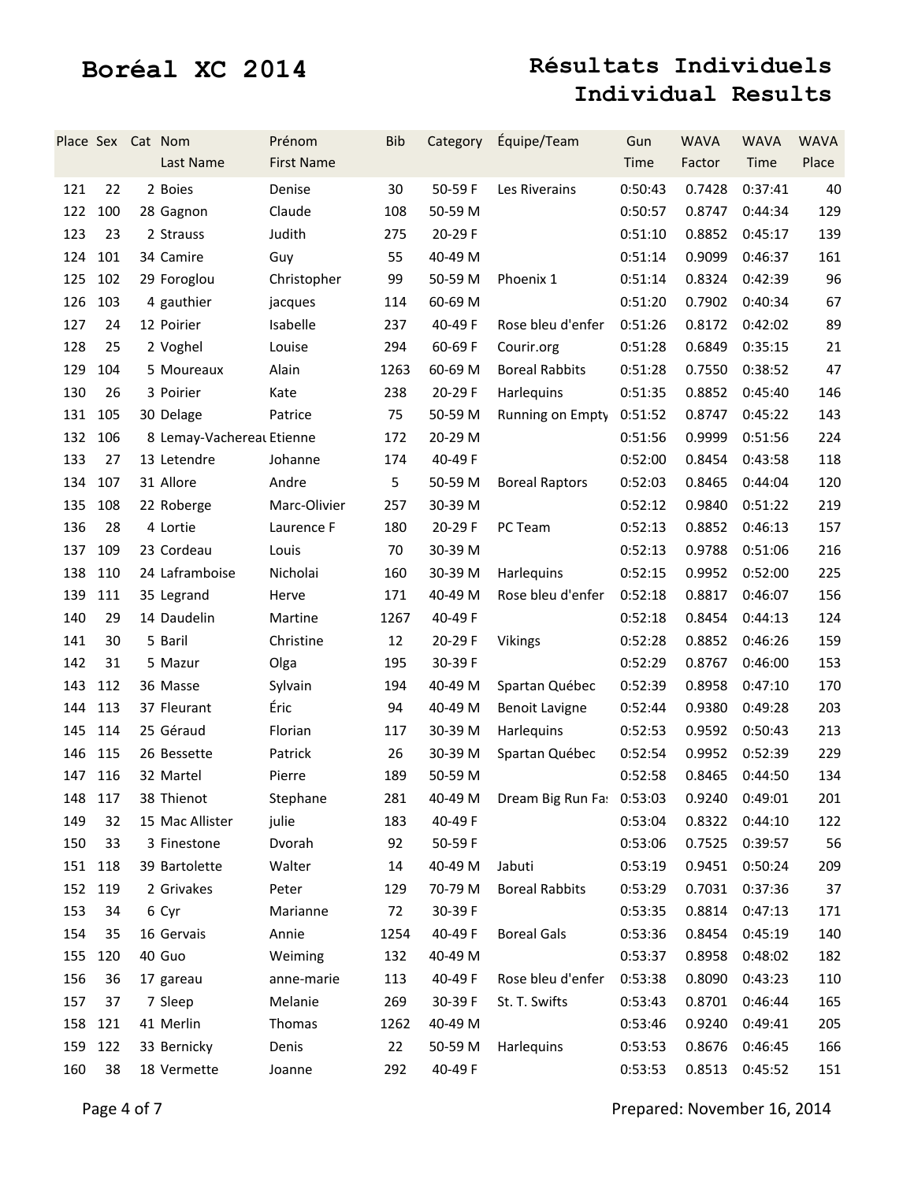# Boréal XC 2014

## Résultats Individuels
## Individual Results

| Place | Sex | Cat | Nom<br>Last Name | Prénom<br>First Name | Bib | Category | Équipe/Team | Gun Time | WAVA Factor | WAVA Time | WAVA Place |
|---|---|---|---|---|---|---|---|---|---|---|---|
| 121 | 22 | 2 | Boies | Denise | 30 | 50-59 F | Les Riverains | 0:50:43 | 0.7428 | 0:37:41 | 40 |
| 122 | 100 | 28 | Gagnon | Claude | 108 | 50-59 M | | 0:50:57 | 0.8747 | 0:44:34 | 129 |
| 123 | 23 | 2 | Strauss | Judith | 275 | 20-29 F | | 0:51:10 | 0.8852 | 0:45:17 | 139 |
| 124 | 101 | 34 | Camire | Guy | 55 | 40-49 M | | 0:51:14 | 0.9099 | 0:46:37 | 161 |
| 125 | 102 | 29 | Foroglou | Christopher | 99 | 50-59 M | Phoenix 1 | 0:51:14 | 0.8324 | 0:42:39 | 96 |
| 126 | 103 | 4 | gauthier | jacques | 114 | 60-69 M | | 0:51:20 | 0.7902 | 0:40:34 | 67 |
| 127 | 24 | 12 | Poirier | Isabelle | 237 | 40-49 F | Rose bleu d'enfer | 0:51:26 | 0.8172 | 0:42:02 | 89 |
| 128 | 25 | 2 | Voghel | Louise | 294 | 60-69 F | Courir.org | 0:51:28 | 0.6849 | 0:35:15 | 21 |
| 129 | 104 | 5 | Moureaux | Alain | 1263 | 60-69 M | Boreal Rabbits | 0:51:28 | 0.7550 | 0:38:52 | 47 |
| 130 | 26 | 3 | Poirier | Kate | 238 | 20-29 F | Harlequins | 0:51:35 | 0.8852 | 0:45:40 | 146 |
| 131 | 105 | 30 | Delage | Patrice | 75 | 50-59 M | Running on Empty | 0:51:52 | 0.8747 | 0:45:22 | 143 |
| 132 | 106 | 8 | Lemay-Vachereau | Etienne | 172 | 20-29 M | | 0:51:56 | 0.9999 | 0:51:56 | 224 |
| 133 | 27 | 13 | Letendre | Johanne | 174 | 40-49 F | | 0:52:00 | 0.8454 | 0:43:58 | 118 |
| 134 | 107 | 31 | Allore | Andre | 5 | 50-59 M | Boreal Raptors | 0:52:03 | 0.8465 | 0:44:04 | 120 |
| 135 | 108 | 22 | Roberge | Marc-Olivier | 257 | 30-39 M | | 0:52:12 | 0.9840 | 0:51:22 | 219 |
| 136 | 28 | 4 | Lortie | Laurence F | 180 | 20-29 F | PC Team | 0:52:13 | 0.8852 | 0:46:13 | 157 |
| 137 | 109 | 23 | Cordeau | Louis | 70 | 30-39 M | | 0:52:13 | 0.9788 | 0:51:06 | 216 |
| 138 | 110 | 24 | Laframboise | Nicholai | 160 | 30-39 M | Harlequins | 0:52:15 | 0.9952 | 0:52:00 | 225 |
| 139 | 111 | 35 | Legrand | Herve | 171 | 40-49 M | Rose bleu d'enfer | 0:52:18 | 0.8817 | 0:46:07 | 156 |
| 140 | 29 | 14 | Daudelin | Martine | 1267 | 40-49 F | | 0:52:18 | 0.8454 | 0:44:13 | 124 |
| 141 | 30 | 5 | Baril | Christine | 12 | 20-29 F | Vikings | 0:52:28 | 0.8852 | 0:46:26 | 159 |
| 142 | 31 | 5 | Mazur | Olga | 195 | 30-39 F | | 0:52:29 | 0.8767 | 0:46:00 | 153 |
| 143 | 112 | 36 | Masse | Sylvain | 194 | 40-49 M | Spartan Québec | 0:52:39 | 0.8958 | 0:47:10 | 170 |
| 144 | 113 | 37 | Fleurant | Éric | 94 | 40-49 M | Benoit Lavigne | 0:52:44 | 0.9380 | 0:49:28 | 203 |
| 145 | 114 | 25 | Géraud | Florian | 117 | 30-39 M | Harlequins | 0:52:53 | 0.9592 | 0:50:43 | 213 |
| 146 | 115 | 26 | Bessette | Patrick | 26 | 30-39 M | Spartan Québec | 0:52:54 | 0.9952 | 0:52:39 | 229 |
| 147 | 116 | 32 | Martel | Pierre | 189 | 50-59 M | | 0:52:58 | 0.8465 | 0:44:50 | 134 |
| 148 | 117 | 38 | Thienot | Stephane | 281 | 40-49 M | Dream Big Run Fa | 0:53:03 | 0.9240 | 0:49:01 | 201 |
| 149 | 32 | 15 | Mac Allister | julie | 183 | 40-49 F | | 0:53:04 | 0.8322 | 0:44:10 | 122 |
| 150 | 33 | 3 | Finestone | Dvorah | 92 | 50-59 F | | 0:53:06 | 0.7525 | 0:39:57 | 56 |
| 151 | 118 | 39 | Bartolette | Walter | 14 | 40-49 M | Jabuti | 0:53:19 | 0.9451 | 0:50:24 | 209 |
| 152 | 119 | 2 | Grivakes | Peter | 129 | 70-79 M | Boreal Rabbits | 0:53:29 | 0.7031 | 0:37:36 | 37 |
| 153 | 34 | 6 | Cyr | Marianne | 72 | 30-39 F | | 0:53:35 | 0.8814 | 0:47:13 | 171 |
| 154 | 35 | 16 | Gervais | Annie | 1254 | 40-49 F | Boreal Gals | 0:53:36 | 0.8454 | 0:45:19 | 140 |
| 155 | 120 | 40 | Guo | Weiming | 132 | 40-49 M | | 0:53:37 | 0.8958 | 0:48:02 | 182 |
| 156 | 36 | 17 | gareau | anne-marie | 113 | 40-49 F | Rose bleu d'enfer | 0:53:38 | 0.8090 | 0:43:23 | 110 |
| 157 | 37 | 7 | Sleep | Melanie | 269 | 30-39 F | St. T. Swifts | 0:53:43 | 0.8701 | 0:46:44 | 165 |
| 158 | 121 | 41 | Merlin | Thomas | 1262 | 40-49 M | | 0:53:46 | 0.9240 | 0:49:41 | 205 |
| 159 | 122 | 33 | Bernicky | Denis | 22 | 50-59 M | Harlequins | 0:53:53 | 0.8676 | 0:46:45 | 166 |
| 160 | 38 | 18 | Vermette | Joanne | 292 | 40-49 F | | 0:53:53 | 0.8513 | 0:45:52 | 151 |

Prepared: November 16, 2014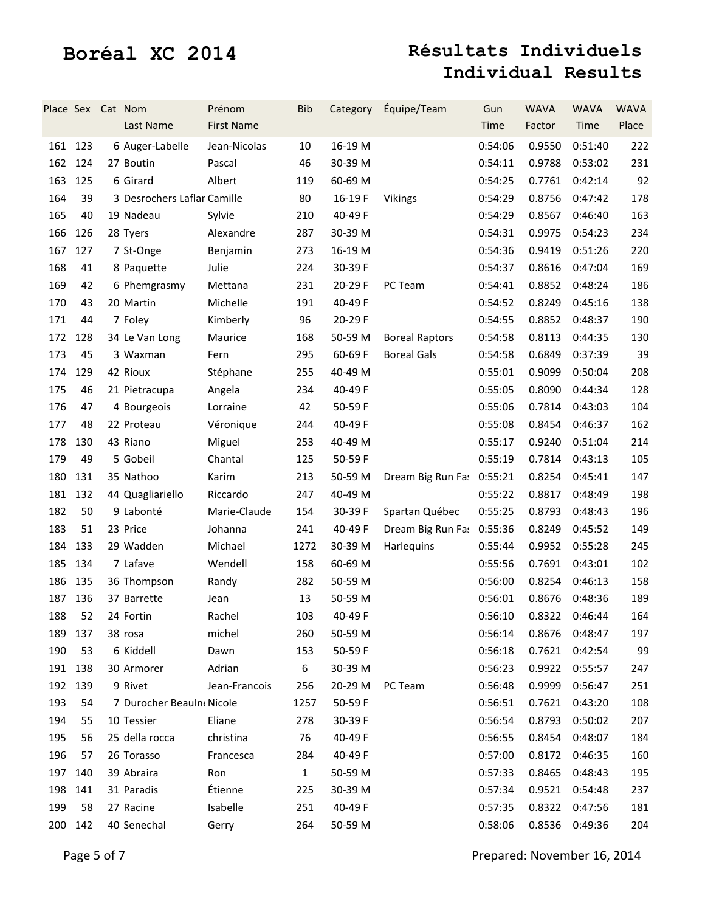# Boréal XC 2014

## Résultats Individuels
## Individual Results

| Place | Sex | Cat | Nom<br>Last Name | Prénom<br>First Name | Bib | Category | Équipe/Team | Gun Time | WAVA Factor | WAVA Time | WAVA Place |
|---|---|---|---|---|---|---|---|---|---|---|---|
| 161 | 123 | 6 | Auger-Labelle | Jean-Nicolas | 10 | 16-19 M | | 0:54:06 | 0.9550 | 0:51:40 | 222 |
| 162 | 124 | 27 | Boutin | Pascal | 46 | 30-39 M | | 0:54:11 | 0.9788 | 0:53:02 | 231 |
| 163 | 125 | 6 | Girard | Albert | 119 | 60-69 M | | 0:54:25 | 0.7761 | 0:42:14 | 92 |
| 164 | 39 | 3 | Desrochers Laflar | Camille | 80 | 16-19 F | Vikings | 0:54:29 | 0.8756 | 0:47:42 | 178 |
| 165 | 40 | 19 | Nadeau | Sylvie | 210 | 40-49 F | | 0:54:29 | 0.8567 | 0:46:40 | 163 |
| 166 | 126 | 28 | Tyers | Alexandre | 287 | 30-39 M | | 0:54:31 | 0.9975 | 0:54:23 | 234 |
| 167 | 127 | 7 | St-Onge | Benjamin | 273 | 16-19 M | | 0:54:36 | 0.9419 | 0:51:26 | 220 |
| 168 | 41 | 8 | Paquette | Julie | 224 | 30-39 F | | 0:54:37 | 0.8616 | 0:47:04 | 169 |
| 169 | 42 | 6 | Phemgrasmy | Mettana | 231 | 20-29 F | PC Team | 0:54:41 | 0.8852 | 0:48:24 | 186 |
| 170 | 43 | 20 | Martin | Michelle | 191 | 40-49 F | | 0:54:52 | 0.8249 | 0:45:16 | 138 |
| 171 | 44 | 7 | Foley | Kimberly | 96 | 20-29 F | | 0:54:55 | 0.8852 | 0:48:37 | 190 |
| 172 | 128 | 34 | Le Van Long | Maurice | 168 | 50-59 M | Boreal Raptors | 0:54:58 | 0.8113 | 0:44:35 | 130 |
| 173 | 45 | 3 | Waxman | Fern | 295 | 60-69 F | Boreal Gals | 0:54:58 | 0.6849 | 0:37:39 | 39 |
| 174 | 129 | 42 | Rioux | Stéphane | 255 | 40-49 M | | 0:55:01 | 0.9099 | 0:50:04 | 208 |
| 175 | 46 | 21 | Pietracupa | Angela | 234 | 40-49 F | | 0:55:05 | 0.8090 | 0:44:34 | 128 |
| 176 | 47 | 4 | Bourgeois | Lorraine | 42 | 50-59 F | | 0:55:06 | 0.7814 | 0:43:03 | 104 |
| 177 | 48 | 22 | Proteau | Véronique | 244 | 40-49 F | | 0:55:08 | 0.8454 | 0:46:37 | 162 |
| 178 | 130 | 43 | Riano | Miguel | 253 | 40-49 M | | 0:55:17 | 0.9240 | 0:51:04 | 214 |
| 179 | 49 | 5 | Gobeil | Chantal | 125 | 50-59 F | | 0:55:19 | 0.7814 | 0:43:13 | 105 |
| 180 | 131 | 35 | Nathoo | Karim | 213 | 50-59 M | Dream Big Run Fa: | 0:55:21 | 0.8254 | 0:45:41 | 147 |
| 181 | 132 | 44 | Quagliariello | Riccardo | 247 | 40-49 M | | 0:55:22 | 0.8817 | 0:48:49 | 198 |
| 182 | 50 | 9 | Labonté | Marie-Claude | 154 | 30-39 F | Spartan Québec | 0:55:25 | 0.8793 | 0:48:43 | 196 |
| 183 | 51 | 23 | Price | Johanna | 241 | 40-49 F | Dream Big Run Fa: | 0:55:36 | 0.8249 | 0:45:52 | 149 |
| 184 | 133 | 29 | Wadden | Michael | 1272 | 30-39 M | Harlequins | 0:55:44 | 0.9952 | 0:55:28 | 245 |
| 185 | 134 | 7 | Lafave | Wendell | 158 | 60-69 M | | 0:55:56 | 0.7691 | 0:43:01 | 102 |
| 186 | 135 | 36 | Thompson | Randy | 282 | 50-59 M | | 0:56:00 | 0.8254 | 0:46:13 | 158 |
| 187 | 136 | 37 | Barrette | Jean | 13 | 50-59 M | | 0:56:01 | 0.8676 | 0:48:36 | 189 |
| 188 | 52 | 24 | Fortin | Rachel | 103 | 40-49 F | | 0:56:10 | 0.8322 | 0:46:44 | 164 |
| 189 | 137 | 38 | rosa | michel | 260 | 50-59 M | | 0:56:14 | 0.8676 | 0:48:47 | 197 |
| 190 | 53 | 6 | Kiddell | Dawn | 153 | 50-59 F | | 0:56:18 | 0.7621 | 0:42:54 | 99 |
| 191 | 138 | 30 | Armorer | Adrian | 6 | 30-39 M | | 0:56:23 | 0.9922 | 0:55:57 | 247 |
| 192 | 139 | 9 | Rivet | Jean-Francois | 256 | 20-29 M | PC Team | 0:56:48 | 0.9999 | 0:56:47 | 251 |
| 193 | 54 | 7 | Durocher Beaulne | Nicole | 1257 | 50-59 F | | 0:56:51 | 0.7621 | 0:43:20 | 108 |
| 194 | 55 | 10 | Tessier | Eliane | 278 | 30-39 F | | 0:56:54 | 0.8793 | 0:50:02 | 207 |
| 195 | 56 | 25 | della rocca | christina | 76 | 40-49 F | | 0:56:55 | 0.8454 | 0:48:07 | 184 |
| 196 | 57 | 26 | Torasso | Francesca | 284 | 40-49 F | | 0:57:00 | 0.8172 | 0:46:35 | 160 |
| 197 | 140 | 39 | Abraira | Ron | 1 | 50-59 M | | 0:57:33 | 0.8465 | 0:48:43 | 195 |
| 198 | 141 | 31 | Paradis | Étienne | 225 | 30-39 M | | 0:57:34 | 0.9521 | 0:54:48 | 237 |
| 199 | 58 | 27 | Racine | Isabelle | 251 | 40-49 F | | 0:57:35 | 0.8322 | 0:47:56 | 181 |
| 200 | 142 | 40 | Senechal | Gerry | 264 | 50-59 M | | 0:58:06 | 0.8536 | 0:49:36 | 204 |

Prepared: November 16, 2014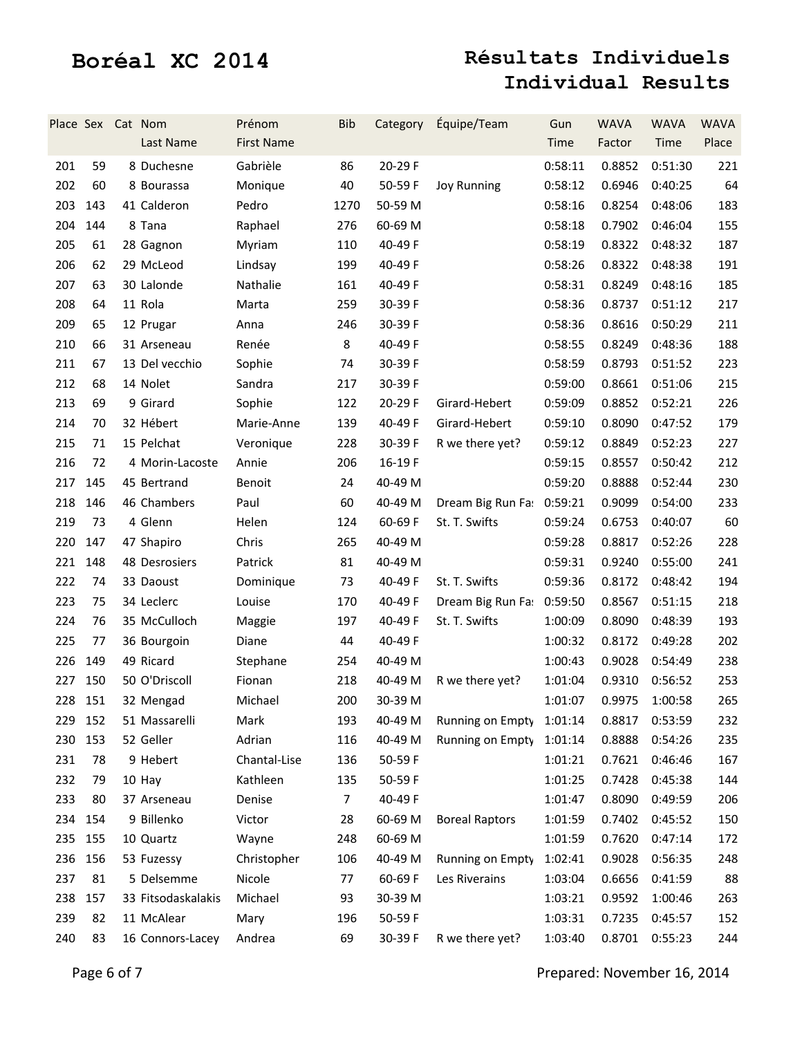# Boréal XC 2014

## Résultats Individuels
## Individual Results

| Place | Sex | Cat | Nom<br>Last Name | Prénom<br>First Name | Bib | Category | Équipe/Team | Gun Time | WAVA Factor | WAVA Time | WAVA Place |
|---|---|---|---|---|---|---|---|---|---|---|---|
| 201 | 59 | 8 | Duchesne | Gabrièle | 86 | 20-29 F | | 0:58:11 | 0.8852 | 0:51:30 | 221 |
| 202 | 60 | 8 | Bourassa | Monique | 40 | 50-59 F | Joy Running | 0:58:12 | 0.6946 | 0:40:25 | 64 |
| 203 | 143 | 41 | Calderon | Pedro | 1270 | 50-59 M | | 0:58:16 | 0.8254 | 0:48:06 | 183 |
| 204 | 144 | 8 | Tana | Raphael | 276 | 60-69 M | | 0:58:18 | 0.7902 | 0:46:04 | 155 |
| 205 | 61 | 28 | Gagnon | Myriam | 110 | 40-49 F | | 0:58:19 | 0.8322 | 0:48:32 | 187 |
| 206 | 62 | 29 | McLeod | Lindsay | 199 | 40-49 F | | 0:58:26 | 0.8322 | 0:48:38 | 191 |
| 207 | 63 | 30 | Lalonde | Nathalie | 161 | 40-49 F | | 0:58:31 | 0.8249 | 0:48:16 | 185 |
| 208 | 64 | 11 | Rola | Marta | 259 | 30-39 F | | 0:58:36 | 0.8737 | 0:51:12 | 217 |
| 209 | 65 | 12 | Prugar | Anna | 246 | 30-39 F | | 0:58:36 | 0.8616 | 0:50:29 | 211 |
| 210 | 66 | 31 | Arseneau | Renée | 8 | 40-49 F | | 0:58:55 | 0.8249 | 0:48:36 | 188 |
| 211 | 67 | 13 | Del vecchio | Sophie | 74 | 30-39 F | | 0:58:59 | 0.8793 | 0:51:52 | 223 |
| 212 | 68 | 14 | Nolet | Sandra | 217 | 30-39 F | | 0:59:00 | 0.8661 | 0:51:06 | 215 |
| 213 | 69 | 9 | Girard | Sophie | 122 | 20-29 F | Girard-Hebert | 0:59:09 | 0.8852 | 0:52:21 | 226 |
| 214 | 70 | 32 | Hébert | Marie-Anne | 139 | 40-49 F | Girard-Hebert | 0:59:10 | 0.8090 | 0:47:52 | 179 |
| 215 | 71 | 15 | Pelchat | Veronique | 228 | 30-39 F | R we there yet? | 0:59:12 | 0.8849 | 0:52:23 | 227 |
| 216 | 72 | 4 | Morin-Lacoste | Annie | 206 | 16-19 F | | 0:59:15 | 0.8557 | 0:50:42 | 212 |
| 217 | 145 | 45 | Bertrand | Benoit | 24 | 40-49 M | | 0:59:20 | 0.8888 | 0:52:44 | 230 |
| 218 | 146 | 46 | Chambers | Paul | 60 | 40-49 M | Dream Big Run Fa: | 0:59:21 | 0.9099 | 0:54:00 | 233 |
| 219 | 73 | 4 | Glenn | Helen | 124 | 60-69 F | St. T. Swifts | 0:59:24 | 0.6753 | 0:40:07 | 60 |
| 220 | 147 | 47 | Shapiro | Chris | 265 | 40-49 M | | 0:59:28 | 0.8817 | 0:52:26 | 228 |
| 221 | 148 | 48 | Desrosiers | Patrick | 81 | 40-49 M | | 0:59:31 | 0.9240 | 0:55:00 | 241 |
| 222 | 74 | 33 | Daoust | Dominique | 73 | 40-49 F | St. T. Swifts | 0:59:36 | 0.8172 | 0:48:42 | 194 |
| 223 | 75 | 34 | Leclerc | Louise | 170 | 40-49 F | Dream Big Run Fa: | 0:59:50 | 0.8567 | 0:51:15 | 218 |
| 224 | 76 | 35 | McCulloch | Maggie | 197 | 40-49 F | St. T. Swifts | 1:00:09 | 0.8090 | 0:48:39 | 193 |
| 225 | 77 | 36 | Bourgoin | Diane | 44 | 40-49 F | | 1:00:32 | 0.8172 | 0:49:28 | 202 |
| 226 | 149 | 49 | Ricard | Stephane | 254 | 40-49 M | | 1:00:43 | 0.9028 | 0:54:49 | 238 |
| 227 | 150 | 50 | O'Driscoll | Fionan | 218 | 40-49 M | R we there yet? | 1:01:04 | 0.9310 | 0:56:52 | 253 |
| 228 | 151 | 32 | Mengad | Michael | 200 | 30-39 M | | 1:01:07 | 0.9975 | 1:00:58 | 265 |
| 229 | 152 | 51 | Massarelli | Mark | 193 | 40-49 M | Running on Empty | 1:01:14 | 0.8817 | 0:53:59 | 232 |
| 230 | 153 | 52 | Geller | Adrian | 116 | 40-49 M | Running on Empty | 1:01:14 | 0.8888 | 0:54:26 | 235 |
| 231 | 78 | 9 | Hebert | Chantal-Lise | 136 | 50-59 F | | 1:01:21 | 0.7621 | 0:46:46 | 167 |
| 232 | 79 | 10 | Hay | Kathleen | 135 | 50-59 F | | 1:01:25 | 0.7428 | 0:45:38 | 144 |
| 233 | 80 | 37 | Arseneau | Denise | 7 | 40-49 F | | 1:01:47 | 0.8090 | 0:49:59 | 206 |
| 234 | 154 | 9 | Billenko | Victor | 28 | 60-69 M | Boreal Raptors | 1:01:59 | 0.7402 | 0:45:52 | 150 |
| 235 | 155 | 10 | Quartz | Wayne | 248 | 60-69 M | | 1:01:59 | 0.7620 | 0:47:14 | 172 |
| 236 | 156 | 53 | Fuzessy | Christopher | 106 | 40-49 M | Running on Empty | 1:02:41 | 0.9028 | 0:56:35 | 248 |
| 237 | 81 | 5 | Delsemme | Nicole | 77 | 60-69 F | Les Riverains | 1:03:04 | 0.6656 | 0:41:59 | 88 |
| 238 | 157 | 33 | Fitsodaskalakis | Michael | 93 | 30-39 M | | 1:03:21 | 0.9592 | 1:00:46 | 263 |
| 239 | 82 | 11 | McAlear | Mary | 196 | 50-59 F | | 1:03:31 | 0.7235 | 0:45:57 | 152 |
| 240 | 83 | 16 | Connors-Lacey | Andrea | 69 | 30-39 F | R we there yet? | 1:03:40 | 0.8701 | 0:55:23 | 244 |

Prepared: November 16, 2014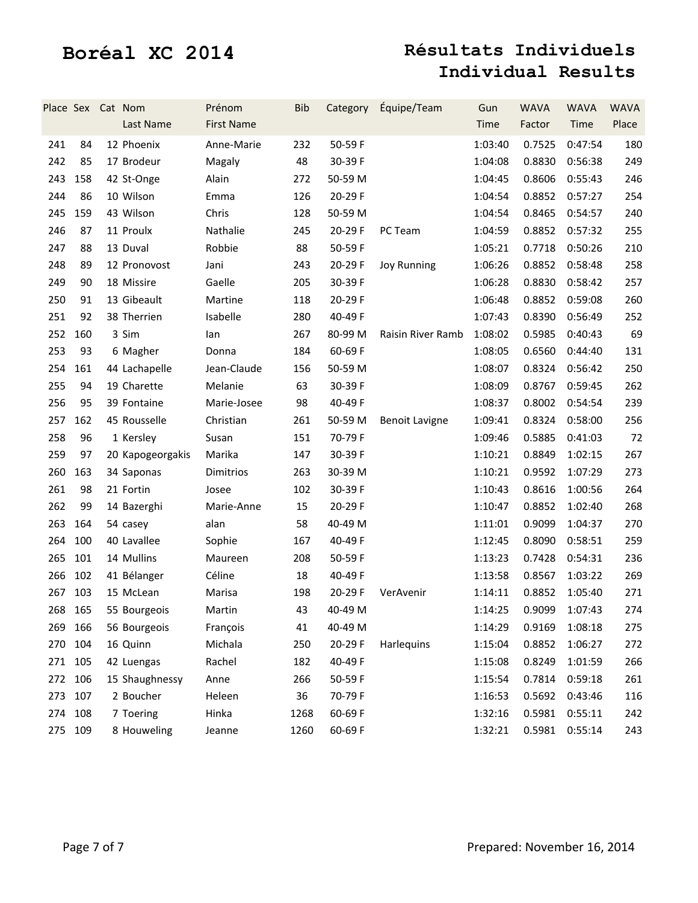# Boréal XC 2014

## Résultats Individuels
## Individual Results

| Place | Sex | Cat | Nom<br>Last Name | Prénom<br>First Name | Bib | Category | Équipe/Team | Gun<br>Time | WAVA<br>Factor | WAVA<br>Time | WAVA<br>Place |
|---|---|---|---|---|---|---|---|---|---|---|---|
| 241 | 84 | 12 | Phoenix | Anne-Marie | 232 | 50-59 F | | 1:03:40 | 0.7525 | 0:47:54 | 180 |
| 242 | 85 | 17 | Brodeur | Magaly | 48 | 30-39 F | | 1:04:08 | 0.8830 | 0:56:38 | 249 |
| 243 | 158 | 42 | St-Onge | Alain | 272 | 50-59 M | | 1:04:45 | 0.8606 | 0:55:43 | 246 |
| 244 | 86 | 10 | Wilson | Emma | 126 | 20-29 F | | 1:04:54 | 0.8852 | 0:57:27 | 254 |
| 245 | 159 | 43 | Wilson | Chris | 128 | 50-59 M | | 1:04:54 | 0.8465 | 0:54:57 | 240 |
| 246 | 87 | 11 | Proulx | Nathalie | 245 | 20-29 F | PC Team | 1:04:59 | 0.8852 | 0:57:32 | 255 |
| 247 | 88 | 13 | Duval | Robbie | 88 | 50-59 F | | 1:05:21 | 0.7718 | 0:50:26 | 210 |
| 248 | 89 | 12 | Pronovost | Jani | 243 | 20-29 F | Joy Running | 1:06:26 | 0.8852 | 0:58:48 | 258 |
| 249 | 90 | 18 | Missire | Gaelle | 205 | 30-39 F | | 1:06:28 | 0.8830 | 0:58:42 | 257 |
| 250 | 91 | 13 | Gibeault | Martine | 118 | 20-29 F | | 1:06:48 | 0.8852 | 0:59:08 | 260 |
| 251 | 92 | 38 | Therrien | Isabelle | 280 | 40-49 F | | 1:07:43 | 0.8390 | 0:56:49 | 252 |
| 252 | 160 | 3 | Sim | Ian | 267 | 80-99 M | Raisin River Ramb | 1:08:02 | 0.5985 | 0:40:43 | 69 |
| 253 | 93 | 6 | Magher | Donna | 184 | 60-69 F | | 1:08:05 | 0.6560 | 0:44:40 | 131 |
| 254 | 161 | 44 | Lachapelle | Jean-Claude | 156 | 50-59 M | | 1:08:07 | 0.8324 | 0:56:42 | 250 |
| 255 | 94 | 19 | Charette | Melanie | 63 | 30-39 F | | 1:08:09 | 0.8767 | 0:59:45 | 262 |
| 256 | 95 | 39 | Fontaine | Marie-Josee | 98 | 40-49 F | | 1:08:37 | 0.8002 | 0:54:54 | 239 |
| 257 | 162 | 45 | Rousselle | Christian | 261 | 50-59 M | Benoit Lavigne | 1:09:41 | 0.8324 | 0:58:00 | 256 |
| 258 | 96 | 1 | Kersley | Susan | 151 | 70-79 F | | 1:09:46 | 0.5885 | 0:41:03 | 72 |
| 259 | 97 | 20 | Kapogeorgakis | Marika | 147 | 30-39 F | | 1:10:21 | 0.8849 | 1:02:15 | 267 |
| 260 | 163 | 34 | Saponas | Dimitrios | 263 | 30-39 M | | 1:10:21 | 0.9592 | 1:07:29 | 273 |
| 261 | 98 | 21 | Fortin | Josee | 102 | 30-39 F | | 1:10:43 | 0.8616 | 1:00:56 | 264 |
| 262 | 99 | 14 | Bazerghi | Marie-Anne | 15 | 20-29 F | | 1:10:47 | 0.8852 | 1:02:40 | 268 |
| 263 | 164 | 54 | casey | alan | 58 | 40-49 M | | 1:11:01 | 0.9099 | 1:04:37 | 270 |
| 264 | 100 | 40 | Lavallee | Sophie | 167 | 40-49 F | | 1:12:45 | 0.8090 | 0:58:51 | 259 |
| 265 | 101 | 14 | Mullins | Maureen | 208 | 50-59 F | | 1:13:23 | 0.7428 | 0:54:31 | 236 |
| 266 | 102 | 41 | Bélanger | Céline | 18 | 40-49 F | | 1:13:58 | 0.8567 | 1:03:22 | 269 |
| 267 | 103 | 15 | McLean | Marisa | 198 | 20-29 F | VerAvenir | 1:14:11 | 0.8852 | 1:05:40 | 271 |
| 268 | 165 | 55 | Bourgeois | Martin | 43 | 40-49 M | | 1:14:25 | 0.9099 | 1:07:43 | 274 |
| 269 | 166 | 56 | Bourgeois | François | 41 | 40-49 M | | 1:14:29 | 0.9169 | 1:08:18 | 275 |
| 270 | 104 | 16 | Quinn | Michala | 250 | 20-29 F | Harlequins | 1:15:04 | 0.8852 | 1:06:27 | 272 |
| 271 | 105 | 42 | Luengas | Rachel | 182 | 40-49 F | | 1:15:08 | 0.8249 | 1:01:59 | 266 |
| 272 | 106 | 15 | Shaughnessy | Anne | 266 | 50-59 F | | 1:15:54 | 0.7814 | 0:59:18 | 261 |
| 273 | 107 | 2 | Boucher | Heleen | 36 | 70-79 F | | 1:16:53 | 0.5692 | 0:43:46 | 116 |
| 274 | 108 | 7 | Toering | Hinka | 1268 | 60-69 F | | 1:32:16 | 0.5981 | 0:55:11 | 242 |
| 275 | 109 | 8 | Houweling | Jeanne | 1260 | 60-69 F | | 1:32:21 | 0.5981 | 0:55:14 | 243 |

Prepared: November 16, 2014